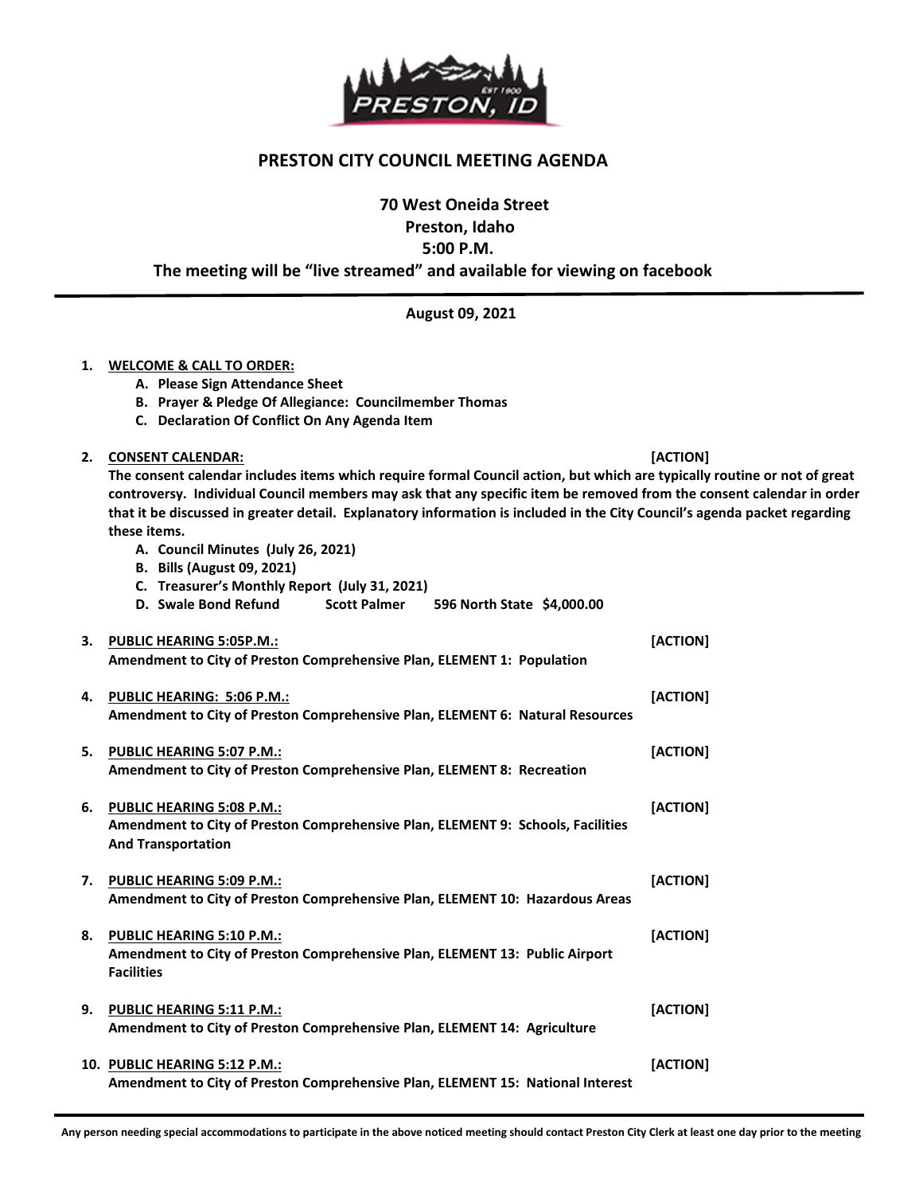# PRESTON CITY COUNCIL MEETING AGENDA

**70 West Oneida Street**
**Preston, Idaho**
**5:00 P.M.**
**The meeting will be "live streamed" and available for viewing on facebook**

**August 09, 2021**

1. **WELCOME & CALL TO ORDER:**
   - A. Please Sign Attendance Sheet
   - B. Prayer & Pledge Of Allegiance: Councilmember Thomas
   - C. Declaration Of Conflict On Any Agenda Item

2. **CONSENT CALENDAR:** **[ACTION]**
   **The consent calendar includes items which require formal Council action, but which are typically routine or not of great controversy. Individual Council members may ask that any specific item be removed from the consent calendar in order that it be discussed in greater detail. Explanatory information is included in the City Council's agenda packet regarding these items.**
   - A. Council Minutes (July 26, 2021)
   - B. Bills (August 09, 2021)
   - C. Treasurer's Monthly Report (July 31, 2021)
   - D. Swale Bond Refund Scott Palmer 596 North State $4,000.00

3. **PUBLIC HEARING 5:05P.M.:** **[ACTION]**
   **Amendment to City of Preston Comprehensive Plan, ELEMENT 1: Population**

4. **PUBLIC HEARING: 5:06 P.M.:** **[ACTION]**
   **Amendment to City of Preston Comprehensive Plan, ELEMENT 6: Natural Resources**

5. **PUBLIC HEARING 5:07 P.M.:** **[ACTION]**
   **Amendment to City of Preston Comprehensive Plan, ELEMENT 8: Recreation**

6. **PUBLIC HEARING 5:08 P.M.:** **[ACTION]**
   **Amendment to City of Preston Comprehensive Plan, ELEMENT 9: Schools, Facilities And Transportation**

7. **PUBLIC HEARING 5:09 P.M.:** **[ACTION]**
   **Amendment to City of Preston Comprehensive Plan, ELEMENT 10: Hazardous Areas**

8. **PUBLIC HEARING 5:10 P.M.:** **[ACTION]**
   **Amendment to City of Preston Comprehensive Plan, ELEMENT 13: Public Airport Facilities**

9. **PUBLIC HEARING 5:11 P.M.:** **[ACTION]**
   **Amendment to City of Preston Comprehensive Plan, ELEMENT 14: Agriculture**

10. **PUBLIC HEARING 5:12 P.M.:** **[ACTION]**
    **Amendment to City of Preston Comprehensive Plan, ELEMENT 15: National Interest**

**Any person needing special accommodations to participate in the above noticed meeting should contact Preston City Clerk at least one day prior to the meeting**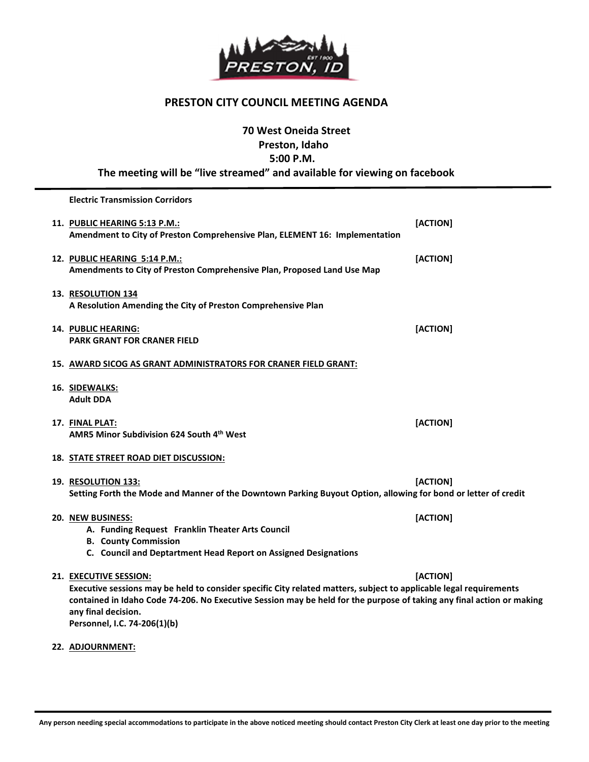# PRESTON CITY COUNCIL MEETING AGENDA

**70 West Oneida Street**
**Preston, Idaho**
**5:00 P.M.**
**The meeting will be "live streamed" and available for viewing on facebook**

---

**Electric Transmission Corridors**

11. **PUBLIC HEARING 5:13 P.M.:** **[ACTION]**
    **Amendment to City of Preston Comprehensive Plan, ELEMENT 16: Implementation**

12. **PUBLIC HEARING 5:14 P.M.:** **[ACTION]**
    **Amendments to City of Preston Comprehensive Plan, Proposed Land Use Map**

13. **RESOLUTION 134**
    **A Resolution Amending the City of Preston Comprehensive Plan**

14. **PUBLIC HEARING:** **[ACTION]**
    **PARK GRANT FOR CRANER FIELD**

15. **AWARD SICOG AS GRANT ADMINISTRATORS FOR CRANER FIELD GRANT:**

16. **SIDEWALKS:**
    **Adult DDA**

17. **FINAL PLAT:** **[ACTION]**
    **AMR5 Minor Subdivision 624 South 4th West**

18. **STATE STREET ROAD DIET DISCUSSION:**

19. **RESOLUTION 133:** **[ACTION]**
    **Setting Forth the Mode and Manner of the Downtown Parking Buyout Option, allowing for bond or letter of credit**

20. **NEW BUSINESS:** **[ACTION]**
    - **A. Funding Request Franklin Theater Arts Council**
    - **B. County Commission**
    - **C. Council and Deptartment Head Report on Assigned Designations**

21. **EXECUTIVE SESSION:** **[ACTION]**
    **Executive sessions may be held to consider specific City related matters, subject to applicable legal requirements contained in Idaho Code 74-206. No Executive Session may be held for the purpose of taking any final action or making any final decision.**
    **Personnel, I.C. 74-206(1)(b)**

22. **ADJOURNMENT:**

---

**Any person needing special accommodations to participate in the above noticed meeting should contact Preston City Clerk at least one day prior to the meeting**